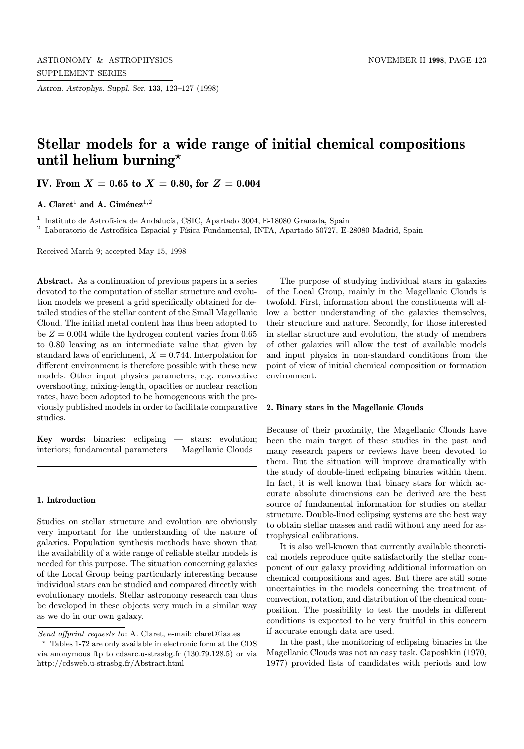# Stellar models for a wide range of initial chemical compositions until helium burning*

## IV. From $X = 0.65$ to $X = 0.80$, for $Z = 0.004$

**A. Claret**[1] **and A. Giménez**[1,2]

[1] Instituto de Astrofísica de Andalucía, CSIC, Apartado 3004, E-18080 Granada, Spain
[2] Laboratorio de Astrofísica Espacial y Física Fundamental, INTA, Apartado 50727, E-28080 Madrid, Spain

Received March 9; accepted May 15, 1998

**Abstract.** As a continuation of previous papers in a series devoted to the computation of stellar structure and evolution models we present a grid specifically obtained for detailed studies of the stellar content of the Small Magellanic Cloud. The initial metal content has thus been adopted to be $Z = 0.004$ while the hydrogen content varies from 0.65 to 0.80 leaving as an intermediate value that given by standard laws of enrichment, $X = 0.744$. Interpolation for different environment is therefore possible with these new models. Other input physics parameters, e.g. convective overshooting, mixing-length, opacities or nuclear reaction rates, have been adopted to be homogeneous with the previously published models in order to facilitate comparative studies.

**Key words:** binaries: eclipsing — stars: evolution; interiors; fundamental parameters — Magellanic Clouds

### 1. Introduction

Studies on stellar structure and evolution are obviously very important for the understanding of the nature of galaxies. Population synthesis methods have shown that the availability of a wide range of reliable stellar models is needed for this purpose. The situation concerning galaxies of the Local Group being particularly interesting because individual stars can be studied and compared directly with evolutionary models. Stellar astronomy research can thus be developed in these objects very much in a similar way as we do in our own galaxy.

The purpose of studying individual stars in galaxies of the Local Group, mainly in the Magellanic Clouds is twofold. First, information about the constituents will allow a better understanding of the galaxies themselves, their structure and nature. Secondly, for those interested in stellar structure and evolution, the study of members of other galaxies will allow the test of available models and input physics in non-standard conditions from the point of view of initial chemical composition or formation environment.

### 2. Binary stars in the Magellanic Clouds

Because of their proximity, the Magellanic Clouds have been the main target of these studies in the past and many research papers or reviews have been devoted to them. But the situation will improve dramatically with the study of double-lined eclipsing binaries within them. In fact, it is well known that binary stars for which accurate absolute dimensions can be derived are the best source of fundamental information for studies on stellar structure. Double-lined eclipsing systems are the best way to obtain stellar masses and radii without any need for astrophysical calibrations.

It is also well-known that currently available theoretical models reproduce quite satisfactorily the stellar component of our galaxy providing additional information on chemical compositions and ages. But there are still some uncertainties in the models concerning the treatment of convection, rotation, and distribution of the chemical composition. The possibility to test the models in different conditions is expected to be very fruitful in this concern if accurate enough data are used.

In the past, the monitoring of eclipsing binaries in the Magellanic Clouds was not an easy task. Gaposhkin (1970, 1977) provided lists of candidates with periods and low

---

*Send offprint requests to*: A. Claret, e-mail: claret@iaa.es

* Tables 1-72 are only available in electronic form at the CDS via anonymous ftp to cdsarc.u-strasbg.fr (130.79.128.5) or via http://cdsweb.u-strasbg.fr/Abstract.html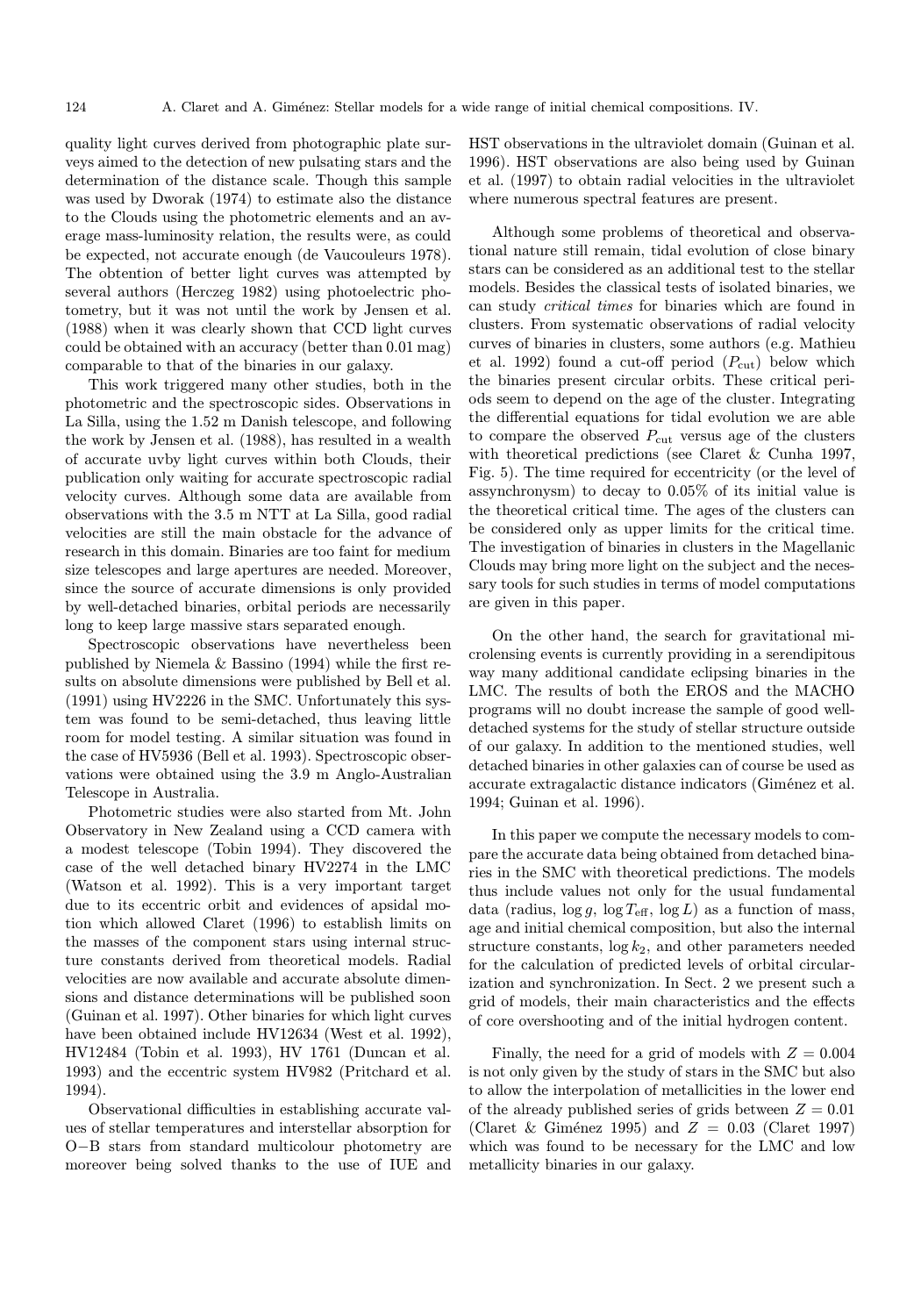quality light curves derived from photographic plate surveys aimed to the detection of new pulsating stars and the determination of the distance scale. Though this sample was used by Dworak (1974) to estimate also the distance to the Clouds using the photometric elements and an average mass-luminosity relation, the results were, as could be expected, not accurate enough (de Vaucouleurs 1978). The obtention of better light curves was attempted by several authors (Herczeg 1982) using photoelectric photometry, but it was not until the work by Jensen et al. (1988) when it was clearly shown that CCD light curves could be obtained with an accuracy (better than 0.01 mag) comparable to that of the binaries in our galaxy.

This work triggered many other studies, both in the photometric and the spectroscopic sides. Observations in La Silla, using the 1.52 m Danish telescope, and following the work by Jensen et al. (1988), has resulted in a wealth of accurate uvby light curves within both Clouds, their publication only waiting for accurate spectroscopic radial velocity curves. Although some data are available from observations with the 3.5 m NTT at La Silla, good radial velocities are still the main obstacle for the advance of research in this domain. Binaries are too faint for medium size telescopes and large apertures are needed. Moreover, since the source of accurate dimensions is only provided by well-detached binaries, orbital periods are necessarily long to keep large massive stars separated enough.

Spectroscopic observations have nevertheless been published by Niemela & Bassino (1994) while the first results on absolute dimensions were published by Bell et al. (1991) using HV2226 in the SMC. Unfortunately this system was found to be semi-detached, thus leaving little room for model testing. A similar situation was found in the case of HV5936 (Bell et al. 1993). Spectroscopic observations were obtained using the 3.9 m Anglo-Australian Telescope in Australia.

Photometric studies were also started from Mt. John Observatory in New Zealand using a CCD camera with a modest telescope (Tobin 1994). They discovered the case of the well detached binary HV2274 in the LMC (Watson et al. 1992). This is a very important target due to its eccentric orbit and evidences of apsidal motion which allowed Claret (1996) to establish limits on the masses of the component stars using internal structure constants derived from theoretical models. Radial velocities are now available and accurate absolute dimensions and distance determinations will be published soon (Guinan et al. 1997). Other binaries for which light curves have been obtained include HV12634 (West et al. 1992), HV12484 (Tobin et al. 1993), HV 1761 (Duncan et al. 1993) and the eccentric system HV982 (Pritchard et al. 1994).

Observational difficulties in establishing accurate values of stellar temperatures and interstellar absorption for O−B stars from standard multicolour photometry are moreover being solved thanks to the use of IUE and HST observations in the ultraviolet domain (Guinan et al. 1996). HST observations are also being used by Guinan et al. (1997) to obtain radial velocities in the ultraviolet where numerous spectral features are present.

Although some problems of theoretical and observational nature still remain, tidal evolution of close binary stars can be considered as an additional test to the stellar models. Besides the classical tests of isolated binaries, we can study *critical times* for binaries which are found in clusters. From systematic observations of radial velocity curves of binaries in clusters, some authors (e.g. Mathieu et al. 1992) found a cut-off period ($P_{\rm cut}$) below which the binaries present circular orbits. These critical periods seem to depend on the age of the cluster. Integrating the differential equations for tidal evolution we are able to compare the observed $P_{\rm cut}$ versus age of the clusters with theoretical predictions (see Claret & Cunha 1997, Fig. 5). The time required for eccentricity (or the level of assynchronysm) to decay to 0.05% of its initial value is the theoretical critical time. The ages of the clusters can be considered only as upper limits for the critical time. The investigation of binaries in clusters in the Magellanic Clouds may bring more light on the subject and the necessary tools for such studies in terms of model computations are given in this paper.

On the other hand, the search for gravitational microlensing events is currently providing in a serendipitous way many additional candidate eclipsing binaries in the LMC. The results of both the EROS and the MACHO programs will no doubt increase the sample of good well-detached systems for the study of stellar structure outside of our galaxy. In addition to the mentioned studies, well detached binaries in other galaxies can of course be used as accurate extragalactic distance indicators (Giménez et al. 1994; Guinan et al. 1996).

In this paper we compute the necessary models to compare the accurate data being obtained from detached binaries in the SMC with theoretical predictions. The models thus include values not only for the usual fundamental data (radius, $\log g$, $\log T_{\rm eff}$, $\log L$) as a function of mass, age and initial chemical composition, but also the internal structure constants, $\log k_2$, and other parameters needed for the calculation of predicted levels of orbital circularization and synchronization. In Sect. 2 we present such a grid of models, their main characteristics and the effects of core overshooting and of the initial hydrogen content.

Finally, the need for a grid of models with $Z = 0.004$ is not only given by the study of stars in the SMC but also to allow the interpolation of metallicities in the lower end of the already published series of grids between $Z = 0.01$ (Claret & Giménez 1995) and $Z = 0.03$ (Claret 1997) which was found to be necessary for the LMC and low metallicity binaries in our galaxy.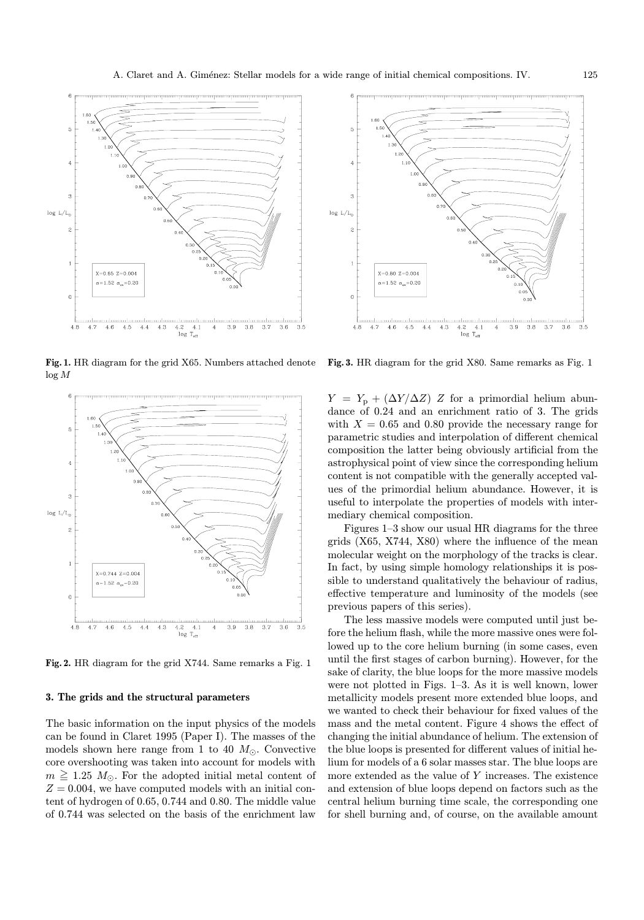**Fig. 1.** HR diagram for the grid X65. Numbers attached denote $\log M$

**Fig. 2.** HR diagram for the grid X744. Same remarks a Fig. 1

### 3. The grids and the structural parameters

The basic information on the input physics of the models can be found in Claret 1995 (Paper I). The masses of the models shown here range from 1 to 40 $M_{\odot}$. Convective core overshooting was taken into account for models with $m \geqq 1.25\ M_{\odot}$. For the adopted initial metal content of $Z = 0.004$, we have computed models with an initial content of hydrogen of 0.65, 0.744 and 0.80. The middle value of 0.744 was selected on the basis of the enrichment law $Y = Y_{\rm p} + (\Delta Y/\Delta Z)\ Z$ for a primordial helium abundance of 0.24 and an enrichment ratio of 3. The grids with $X = 0.65$ and 0.80 provide the necessary range for parametric studies and interpolation of different chemical composition the latter being obviously artificial from the astrophysical point of view since the corresponding helium content is not compatible with the generally accepted values of the primordial helium abundance. However, it is useful to interpolate the properties of models with intermediary chemical composition.

**Fig. 3.** HR diagram for the grid X80. Same remarks as Fig. 1

Figures 1–3 show our usual HR diagrams for the three grids (X65, X744, X80) where the influence of the mean molecular weight on the morphology of the tracks is clear. In fact, by using simple homology relationships it is possible to understand qualitatively the behaviour of radius, effective temperature and luminosity of the models (see previous papers of this series).

The less massive models were computed until just before the helium flash, while the more massive ones were followed up to the core helium burning (in some cases, even until the first stages of carbon burning). However, for the sake of clarity, the blue loops for the more massive models were not plotted in Figs. 1–3. As it is well known, lower metallicity models present more extended blue loops, and we wanted to check their behaviour for fixed values of the mass and the metal content. Figure 4 shows the effect of changing the initial abundance of helium. The extension of the blue loops is presented for different values of initial helium for models of a 6 solar masses star. The blue loops are more extended as the value of $Y$ increases. The existence and extension of blue loops depend on factors such as the central helium burning time scale, the corresponding one for shell burning and, of course, on the available amount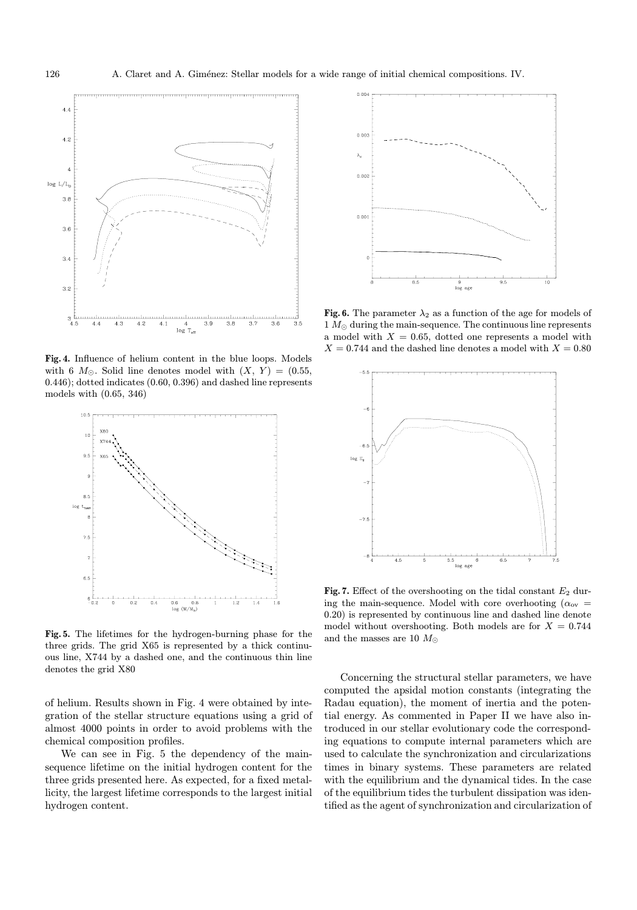**Fig. 4.** Influence of helium content in the blue loops. Models with 6 $M_\odot$. Solid line denotes model with $(X, Y) = (0.55, 0.446)$; dotted indicates (0.60, 0.396) and dashed line represents models with (0.65, 346)

**Fig. 5.** The lifetimes for the hydrogen-burning phase for the three grids. The grid X65 is represented by a thick continuous line, X744 by a dashed one, and the continuous thin line denotes the grid X80

of helium. Results shown in Fig. 4 were obtained by integration of the stellar structure equations using a grid of almost 4000 points in order to avoid problems with the chemical composition profiles.

We can see in Fig. 5 the dependency of the main-sequence lifetime on the initial hydrogen content for the three grids presented here. As expected, for a fixed metallicity, the largest lifetime corresponds to the largest initial hydrogen content.

**Fig. 6.** The parameter $\lambda_2$ as a function of the age for models of 1 $M_\odot$ during the main-sequence. The continuous line represents a model with $X = 0.65$, dotted one represents a model with $X = 0.744$ and the dashed line denotes a model with $X = 0.80$

**Fig. 7.** Effect of the overshooting on the tidal constant $E_2$ during the main-sequence. Model with core overhooting ($\alpha_{\rm ov} = 0.20$) is represented by continuous line and dashed line denote model without overshooting. Both models are for $X = 0.744$ and the masses are 10 $M_\odot$

Concerning the structural stellar parameters, we have computed the apsidal motion constants (integrating the Radau equation), the moment of inertia and the potential energy. As commented in Paper II we have also introduced in our stellar evolutionary code the corresponding equations to compute internal parameters which are used to calculate the synchronization and circularizations times in binary systems. These parameters are related with the equilibrium and the dynamical tides. In the case of the equilibrium tides the turbulent dissipation was identified as the agent of synchronization and circularization of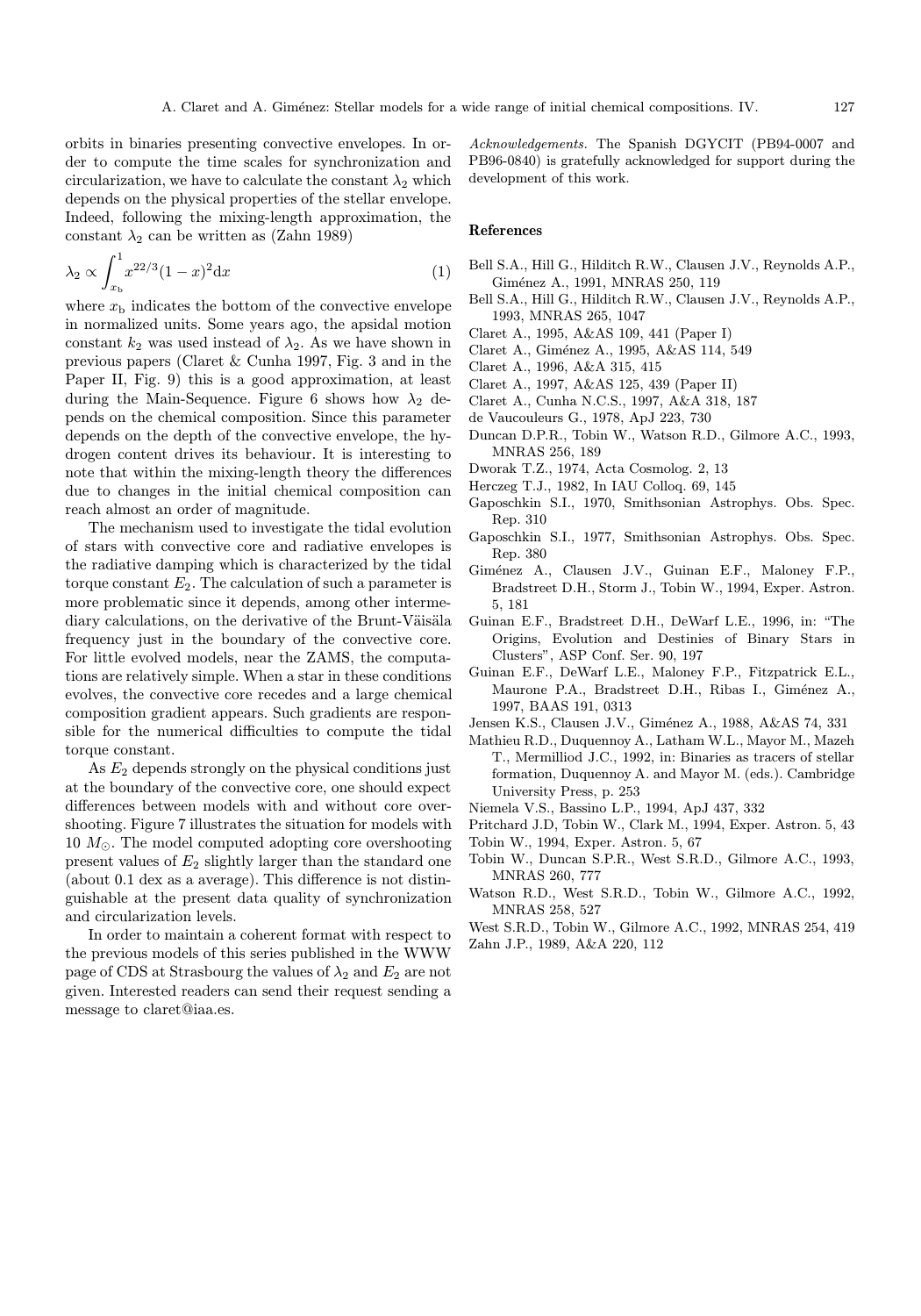orbits in binaries presenting convective envelopes. In order to compute the time scales for synchronization and circularization, we have to calculate the constant $\lambda_2$ which depends on the physical properties of the stellar envelope. Indeed, following the mixing-length approximation, the constant $\lambda_2$ can be written as (Zahn 1989)

$$\lambda_2 \propto \int_{x_\mathrm{b}}^{1} x^{22/3}(1-x)^2 \mathrm{d}x \tag{1}$$

where $x_\mathrm{b}$ indicates the bottom of the convective envelope in normalized units. Some years ago, the apsidal motion constant $k_2$ was used instead of $\lambda_2$. As we have shown in previous papers (Claret & Cunha 1997, Fig. 3 and in the Paper II, Fig. 9) this is a good approximation, at least during the Main-Sequence. Figure 6 shows how $\lambda_2$ depends on the chemical composition. Since this parameter depends on the depth of the convective envelope, the hydrogen content drives its behaviour. It is interesting to note that within the mixing-length theory the differences due to changes in the initial chemical composition can reach almost an order of magnitude.

The mechanism used to investigate the tidal evolution of stars with convective core and radiative envelopes is the radiative damping which is characterized by the tidal torque constant $E_2$. The calculation of such a parameter is more problematic since it depends, among other intermediary calculations, on the derivative of the Brunt-Väisäla frequency just in the boundary of the convective core. For little evolved models, near the ZAMS, the computations are relatively simple. When a star in these conditions evolves, the convective core recedes and a large chemical composition gradient appears. Such gradients are responsible for the numerical difficulties to compute the tidal torque constant.

As $E_2$ depends strongly on the physical conditions just at the boundary of the convective core, one should expect differences between models with and without core overshooting. Figure 7 illustrates the situation for models with 10 $M_\odot$. The model computed adopting core overshooting present values of $E_2$ slightly larger than the standard one (about 0.1 dex as a average). This difference is not distinguishable at the present data quality of synchronization and circularization levels.

In order to maintain a coherent format with respect to the previous models of this series published in the WWW page of CDS at Strasbourg the values of $\lambda_2$ and $E_2$ are not given. Interested readers can send their request sending a message to claret@iaa.es.

*Acknowledgements.* The Spanish DGYCIT (PB94-0007 and PB96-0840) is gratefully acknowledged for support during the development of this work.

## References

Bell S.A., Hill G., Hilditch R.W., Clausen J.V., Reynolds A.P., Giménez A., 1991, MNRAS 250, 119

Bell S.A., Hill G., Hilditch R.W., Clausen J.V., Reynolds A.P., 1993, MNRAS 265, 1047

Claret A., 1995, A&AS 109, 441 (Paper I)

Claret A., Giménez A., 1995, A&AS 114, 549

Claret A., 1996, A&A 315, 415

Claret A., 1997, A&AS 125, 439 (Paper II)

Claret A., Cunha N.C.S., 1997, A&A 318, 187

de Vaucouleurs G., 1978, ApJ 223, 730

Duncan D.P.R., Tobin W., Watson R.D., Gilmore A.C., 1993, MNRAS 256, 189

Dworak T.Z., 1974, Acta Cosmolog. 2, 13

Herczeg T.J., 1982, In IAU Colloq. 69, 145

Gaposchkin S.I., 1970, Smithsonian Astrophys. Obs. Spec. Rep. 310

Gaposchkin S.I., 1977, Smithsonian Astrophys. Obs. Spec. Rep. 380

Giménez A., Clausen J.V., Guinan E.F., Maloney F.P., Bradstreet D.H., Storm J., Tobin W., 1994, Exper. Astron. 5, 181

Guinan E.F., Bradstreet D.H., DeWarf L.E., 1996, in: "The Origins, Evolution and Destinies of Binary Stars in Clusters", ASP Conf. Ser. 90, 197

Guinan E.F., DeWarf L.E., Maloney F.P., Fitzpatrick E.L., Maurone P.A., Bradstreet D.H., Ribas I., Giménez A., 1997, BAAS 191, 0313

Jensen K.S., Clausen J.V., Giménez A., 1988, A&AS 74, 331

Mathieu R.D., Duquennoy A., Latham W.L., Mayor M., Mazeh T., Mermilliod J.C., 1992, in: Binaries as tracers of stellar formation, Duquennoy A. and Mayor M. (eds.). Cambridge University Press, p. 253

Niemela V.S., Bassino L.P., 1994, ApJ 437, 332

Pritchard J.D, Tobin W., Clark M., 1994, Exper. Astron. 5, 43

Tobin W., 1994, Exper. Astron. 5, 67

Tobin W., Duncan S.P.R., West S.R.D., Gilmore A.C., 1993, MNRAS 260, 777

Watson R.D., West S.R.D., Tobin W., Gilmore A.C., 1992, MNRAS 258, 527

West S.R.D., Tobin W., Gilmore A.C., 1992, MNRAS 254, 419

Zahn J.P., 1989, A&A 220, 112